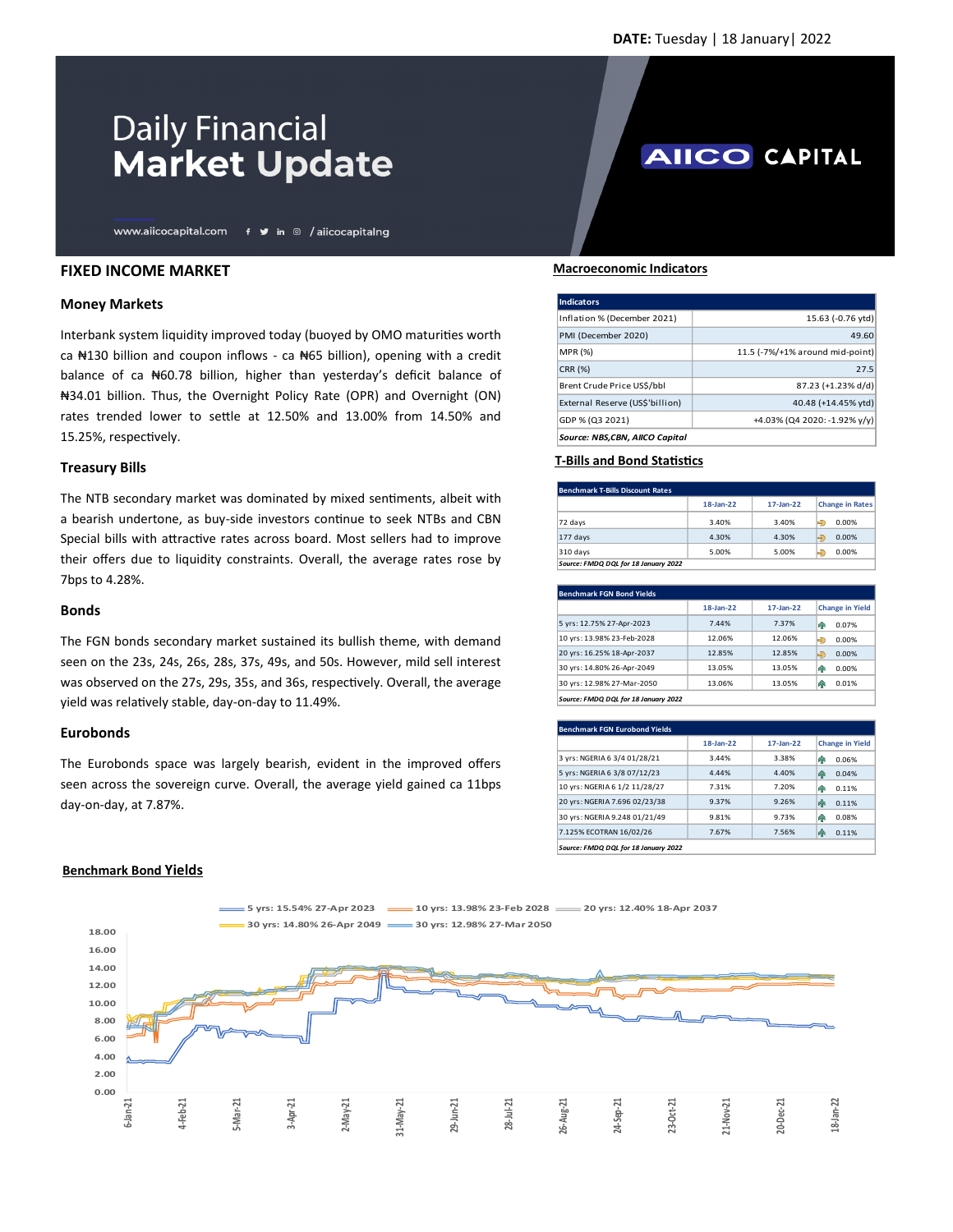DATE: Tuesday | 18 January| 2022

# Daily Financial Market Update

www.aiicocapital.com / aiicocapitalng

AIICO CAPITAL

## FIXED INCOME MARKET

### Money Markets

Interbank system liquidity improved today (buoyed by OMO maturities worth ca ₦130 billion and coupon inflows - ca ₦65 billion), opening with a credit balance of ca ₦60.78 billion, higher than yesterday's deficit balance of ₦34.01 billion. Thus, the Overnight Policy Rate (OPR) and Overnight (ON) rates trended lower to settle at 12.50% and 13.00% from 14.50% and 15.25%, respectively.

### Treasury Bills

The NTB secondary market was dominated by mixed sentiments, albeit with a bearish undertone, as buy-side investors continue to seek NTBs and CBN Special bills with attractive rates across board. Most sellers had to improve their offers due to liquidity constraints. Overall, the average rates rose by 7bps to 4.28%.

### Bonds

The FGN bonds secondary market sustained its bullish theme, with demand seen on the 23s, 24s, 26s, 28s, 37s, 49s, and 50s. However, mild sell interest was observed on the 27s, 29s, 35s, and 36s, respectively. Overall, the average yield was relatively stable, day-on-day to 11.49%.

### Eurobonds

The Eurobonds space was largely bearish, evident in the improved offers seen across the sovereign curve. Overall, the average yield gained ca 11bps day-on-day, at 7.87%.

## Macroeconomic Indicators

| Indicators | |
|---|---|
| Inflation % (December 2021) | 15.63 (-0.76 ytd) |
| PMI (December 2020) | 49.60 |
| MPR (%) | 11.5 (-7%/+1% around mid-point) |
| CRR (%) | 27.5 |
| Brent Crude Price US$/bbl | 87.23 (+1.23% d/d) |
| External Reserve (US$'billion) | 40.48 (+14.45% ytd) |
| GDP % (Q3 2021) | +4.03% (Q4 2020: -1.92% y/y) |

*Source: NBS,CBN, AIICO Capital*

## T-Bills and Bond Statistics

| Benchmark T-Bills Discount Rates | 18-Jan-22 | 17-Jan-22 | Change in Rates |
|---|---|---|---|
| 72 days | 3.40% | 3.40% | 0.00% |
| 177 days | 4.30% | 4.30% | 0.00% |
| 310 days | 5.00% | 5.00% | 0.00% |

*Source: FMDQ DQL for 18 January 2022*

| Benchmark FGN Bond Yields | 18-Jan-22 | 17-Jan-22 | Change in Yield |
|---|---|---|---|
| 5 yrs: 12.75% 27-Apr-2023 | 7.44% | 7.37% | 0.07% |
| 10 yrs: 13.98% 23-Feb-2028 | 12.06% | 12.06% | 0.00% |
| 20 yrs: 16.25% 18-Apr-2037 | 12.85% | 12.85% | 0.00% |
| 30 yrs: 14.80% 26-Apr-2049 | 13.05% | 13.05% | 0.00% |
| 30 yrs: 12.98% 27-Mar-2050 | 13.06% | 13.05% | 0.01% |

*Source: FMDQ DQL for 18 January 2022*

| Benchmark FGN Eurobond Yields | 18-Jan-22 | 17-Jan-22 | Change in Yield |
|---|---|---|---|
| 3 yrs: NGERIA 6 3/4 01/28/21 | 3.44% | 3.38% | 0.06% |
| 5 yrs: NGERIA 6 3/8 07/12/23 | 4.44% | 4.40% | 0.04% |
| 10 yrs: NGERIA 6 1/2 11/28/27 | 7.31% | 7.20% | 0.11% |
| 20 yrs: NGERIA 7.696 02/23/38 | 9.37% | 9.26% | 0.11% |
| 30 yrs: NGERIA 9.248 01/21/49 | 9.81% | 9.73% | 0.08% |
| 7.125% ECOTRAN 16/02/26 | 7.67% | 7.56% | 0.11% |

*Source: FMDQ DQL for 18 January 2022*

## Benchmark Bond Yields

Legend: 5 yrs: 15.54% 27-Apr 2023; 10 yrs: 13.98% 23-Feb 2028; 20 yrs: 12.40% 18-Apr 2037; 30 yrs: 14.80% 26-Apr 2049; 30 yrs: 12.98% 27-Mar 2050

Y-axis: 0.00 – 18.00; X-axis: 6-Jan-21 to 18-Jan-22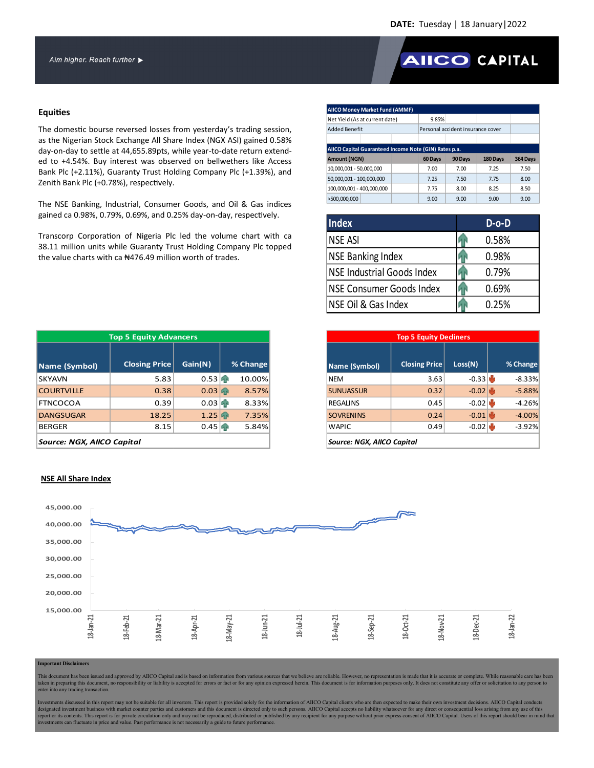DATE: Tuesday | 18 January|2022

Aim higher. Reach further ▶

AIICO CAPITAL

## Equities

The domestic bourse reversed losses from yesterday's trading session, as the Nigerian Stock Exchange All Share Index (NGX ASI) gained 0.58% day-on-day to settle at 44,655.89pts, while year-to-date return extended to +4.54%. Buy interest was observed on bellwethers like Access Bank Plc (+2.11%), Guaranty Trust Holding Company Plc (+1.39%), and Zenith Bank Plc (+0.78%), respectively.

The NSE Banking, Industrial, Consumer Goods, and Oil & Gas indices gained ca 0.98%, 0.79%, 0.69%, and 0.25% day-on-day, respectively.

Transcorp Corporation of Nigeria Plc led the volume chart with ca 38.11 million units while Guaranty Trust Holding Company Plc topped the value charts with ca ₦476.49 million worth of trades.

| AIICO Money Market Fund (AMMF) | | |
|---|---|---|
| Net Yield (As at current date) | 9.85% | |
| Added Benefit | Personal accident insurance cover | |

| AIICO Capital Guaranteed Income Note (GIN) Rates p.a. | | | | |
|---|---|---|---|---|
| Amount (NGN) | 60 Days | 90 Days | 180 Days | 364 Days |
| 10,000,001 - 50,000,000 | 7.00 | 7.00 | 7.25 | 7.50 |
| 50,000,001 - 100,000,000 | 7.25 | 7.50 | 7.75 | 8.00 |
| 100,000,001 - 400,000,000 | 7.75 | 8.00 | 8.25 | 8.50 |
| >500,000,000 | 9.00 | 9.00 | 9.00 | 9.00 |

| Index | D-o-D |
|---|---|
| NSE ASI | 0.58% |
| NSE Banking Index | 0.98% |
| NSE Industrial Goods Index | 0.79% |
| NSE Consumer Goods Index | 0.69% |
| NSE Oil & Gas Index | 0.25% |

**Top 5 Equity Advancers**

| Name (Symbol) | Closing Price | Gain(N) | % Change |
|---|---|---|---|
| SKYAVN | 5.83 | 0.53 | 10.00% |
| COURTVILLE | 0.38 | 0.03 | 8.57% |
| FTNCOCOA | 0.39 | 0.03 | 8.33% |
| DANGSUGAR | 18.25 | 1.25 | 7.35% |
| BERGER | 8.15 | 0.45 | 5.84% |

*Source: NGX, AIICO Capital*

**Top 5 Equity Decliners**

| Name (Symbol) | Closing Price | Loss(N) | % Change |
|---|---|---|---|
| NEM | 3.63 | -0.33 | -8.33% |
| SUNUASSUR | 0.32 | -0.02 | -5.88% |
| REGALINS | 0.45 | -0.02 | -4.26% |
| SOVRENINS | 0.24 | -0.01 | -4.00% |
| WAPIC | 0.49 | -0.02 | -3.92% |

*Source: NGX, AIICO Capital*

**NSE All Share Index**

45,000.00
40,000.00
35,000.00
30,000.00
25,000.00
20,000.00
15,000.00

18-Jan-21, 18-Feb-21, 18-Mar-21, 18-Apr-21, 18-May-21, 18-Jun-21, 18-Jul-21, 18-Aug-21, 18-Sep-21, 18-Oct-21, 18-Nov-21, 18-Dec-21, 18-Jan-22

**Important Disclaimers**

This document has been issued and approved by AIICO Capital and is based on information from various sources that we believe are reliable. However, no representation is made that it is accurate or complete. While reasonable care has been taken in preparing this document, no responsibility or liability is accepted for errors or fact or for any opinion expressed herein. This document is for information purposes only. It does not constitute any offer or solicitation to any person to enter into any trading transaction.

Investments discussed in this report may not be suitable for all investors. This report is provided solely for the information of AIICO Capital clients who are then expected to make their own investment decisions. AIICO Capital conducts designated investment business with market counter parties and customers and this document is directed only to such persons. AIICO Capital accepts no liability whatsoever for any direct or consequential loss arising from any use of this report or its contents. This report is for private circulation only and may not be reproduced, distributed or published by any recipient for any purpose without prior express consent of AIICO Capital. Users of this report should bear in mind that investments can fluctuate in price and value. Past performance is not necessarily a guide to future performance.